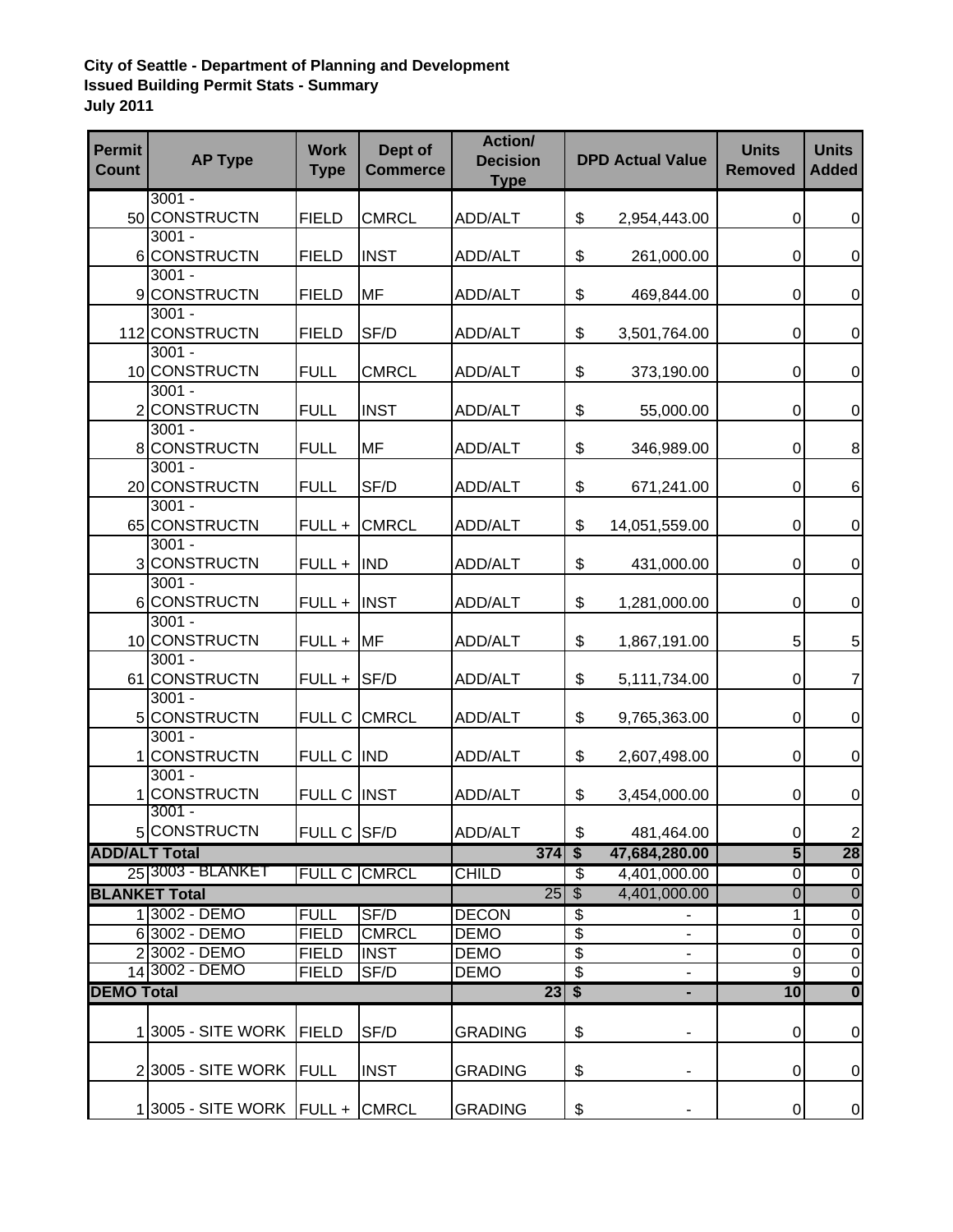**City of Seattle - Department of Planning and Development**
**Issued Building Permit Stats - Summary**
**July 2011**

| Permit Count | AP Type | Work Type | Dept of Commerce | Action/ Decision Type | DPD Actual Value | Units Removed | Units Added |
|---|---|---|---|---|---|---|---|
| 50 | 3001 - CONSTRUCTN | FIELD | CMRCL | ADD/ALT | $ 2,954,443.00 | 0 | 0 |
| 6 | 3001 - CONSTRUCTN | FIELD | INST | ADD/ALT | $ 261,000.00 | 0 | 0 |
| 9 | 3001 - CONSTRUCTN | FIELD | MF | ADD/ALT | $ 469,844.00 | 0 | 0 |
| 112 | 3001 - CONSTRUCTN | FIELD | SF/D | ADD/ALT | $ 3,501,764.00 | 0 | 0 |
| 10 | 3001 - CONSTRUCTN | FULL | CMRCL | ADD/ALT | $ 373,190.00 | 0 | 0 |
| 2 | 3001 - CONSTRUCTN | FULL | INST | ADD/ALT | $ 55,000.00 | 0 | 0 |
| 8 | 3001 - CONSTRUCTN | FULL | MF | ADD/ALT | $ 346,989.00 | 0 | 8 |
| 20 | 3001 - CONSTRUCTN | FULL | SF/D | ADD/ALT | $ 671,241.00 | 0 | 6 |
| 65 | 3001 - CONSTRUCTN | FULL + | CMRCL | ADD/ALT | $ 14,051,559.00 | 0 | 0 |
| 3 | 3001 - CONSTRUCTN | FULL + | IND | ADD/ALT | $ 431,000.00 | 0 | 0 |
| 6 | 3001 - CONSTRUCTN | FULL + | INST | ADD/ALT | $ 1,281,000.00 | 0 | 0 |
| 10 | 3001 - CONSTRUCTN | FULL + | MF | ADD/ALT | $ 1,867,191.00 | 5 | 5 |
| 61 | 3001 - CONSTRUCTN | FULL + | SF/D | ADD/ALT | $ 5,111,734.00 | 0 | 7 |
| 5 | 3001 - CONSTRUCTN | FULL C | CMRCL | ADD/ALT | $ 9,765,363.00 | 0 | 0 |
| 1 | 3001 - CONSTRUCTN | FULL C | IND | ADD/ALT | $ 2,607,498.00 | 0 | 0 |
| 1 | 3001 - CONSTRUCTN | FULL C | INST | ADD/ALT | $ 3,454,000.00 | 0 | 0 |
| 5 | 3001 - CONSTRUCTN | FULL C | SF/D | ADD/ALT | $ 481,464.00 | 0 | 2 |
| **ADD/ALT Total** | | | | **374** | **$ 47,684,280.00** | **5** | **28** |
| 25 | 3003 - BLANKET | FULL C | CMRCL | CHILD | $ 4,401,000.00 | 0 | 0 |
| **BLANKET Total** | | | | 25 | $ 4,401,000.00 | 0 | 0 |
| 1 | 3002 - DEMO | FULL | SF/D | DECON | $ - | 1 | 0 |
| 6 | 3002 - DEMO | FIELD | CMRCL | DEMO | $ - | 0 | 0 |
| 2 | 3002 - DEMO | FIELD | INST | DEMO | $ - | 0 | 0 |
| 14 | 3002 - DEMO | FIELD | SF/D | DEMO | $ - | 9 | 0 |
| **DEMO Total** | | | | **23** | **$ -** | **10** | **0** |
| 1 | 3005 - SITE WORK | FIELD | SF/D | GRADING | $ - | 0 | 0 |
| 2 | 3005 - SITE WORK | FULL | INST | GRADING | $ - | 0 | 0 |
| 1 | 3005 - SITE WORK | FULL + | CMRCL | GRADING | $ - | 0 | 0 |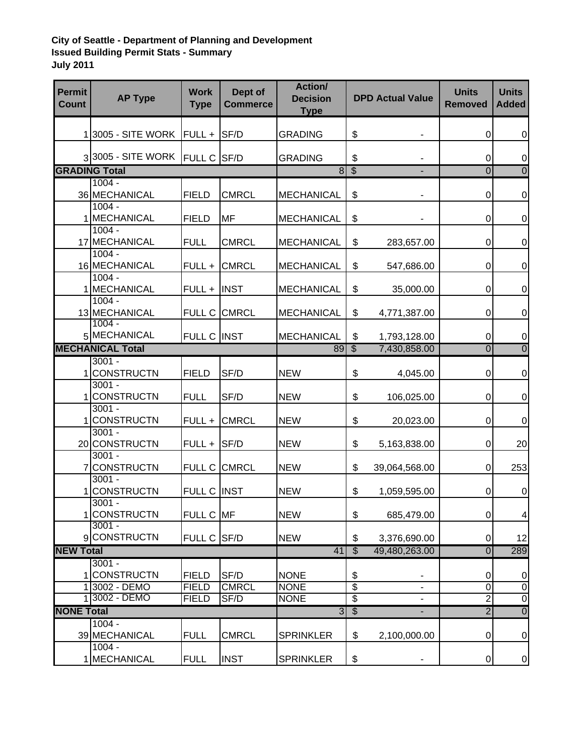**City of Seattle - Department of Planning and Development**
**Issued Building Permit Stats - Summary**
**July 2011**

| Permit Count | AP Type | Work Type | Dept of Commerce | Action/ Decision Type | DPD Actual Value | Units Removed | Units Added |
|---|---|---|---|---|---|---|---|
| 1 | 3005 - SITE WORK | FULL + | SF/D | GRADING | $ - | 0 | 0 |
| 3 | 3005 - SITE WORK | FULL C | SF/D | GRADING | $ - | 0 | 0 |
| **GRADING Total** | | | | 8 | $ - | 0 | 0 |
| 36 | 1004 - MECHANICAL | FIELD | CMRCL | MECHANICAL | $ - | 0 | 0 |
| 1 | 1004 - MECHANICAL | FIELD | MF | MECHANICAL | $ - | 0 | 0 |
| 17 | 1004 - MECHANICAL | FULL | CMRCL | MECHANICAL | $ 283,657.00 | 0 | 0 |
| 16 | 1004 - MECHANICAL | FULL + | CMRCL | MECHANICAL | $ 547,686.00 | 0 | 0 |
| 1 | 1004 - MECHANICAL | FULL + | INST | MECHANICAL | $ 35,000.00 | 0 | 0 |
| 13 | 1004 - MECHANICAL | FULL C | CMRCL | MECHANICAL | $ 4,771,387.00 | 0 | 0 |
| 5 | 1004 - MECHANICAL | FULL C | INST | MECHANICAL | $ 1,793,128.00 | 0 | 0 |
| **MECHANICAL Total** | | | | 89 | $ 7,430,858.00 | 0 | 0 |
| 1 | 3001 - CONSTRUCTN | FIELD | SF/D | NEW | $ 4,045.00 | 0 | 0 |
| 1 | 3001 - CONSTRUCTN | FULL | SF/D | NEW | $ 106,025.00 | 0 | 0 |
| 1 | 3001 - CONSTRUCTN | FULL + | CMRCL | NEW | $ 20,023.00 | 0 | 0 |
| 20 | 3001 - CONSTRUCTN | FULL + | SF/D | NEW | $ 5,163,838.00 | 0 | 20 |
| 7 | 3001 - CONSTRUCTN | FULL C | CMRCL | NEW | $ 39,064,568.00 | 0 | 253 |
| 1 | 3001 - CONSTRUCTN | FULL C | INST | NEW | $ 1,059,595.00 | 0 | 0 |
| 1 | 3001 - CONSTRUCTN | FULL C | MF | NEW | $ 685,479.00 | 0 | 4 |
| 9 | 3001 - CONSTRUCTN | FULL C | SF/D | NEW | $ 3,376,690.00 | 0 | 12 |
| **NEW Total** | | | | 41 | $ 49,480,263.00 | 0 | 289 |
| 1 | 3001 - CONSTRUCTN | FIELD | SF/D | NONE | $ - | 0 | 0 |
| 1 | 3002 - DEMO | FIELD | CMRCL | NONE | $ - | 0 | 0 |
| 1 | 3002 - DEMO | FIELD | SF/D | NONE | $ - | 2 | 0 |
| **NONE Total** | | | | 3 | $ - | 2 | 0 |
| 39 | 1004 - MECHANICAL | FULL | CMRCL | SPRINKLER | $ 2,100,000.00 | 0 | 0 |
| 1 | 1004 - MECHANICAL | FULL | INST | SPRINKLER | $ - | 0 | 0 |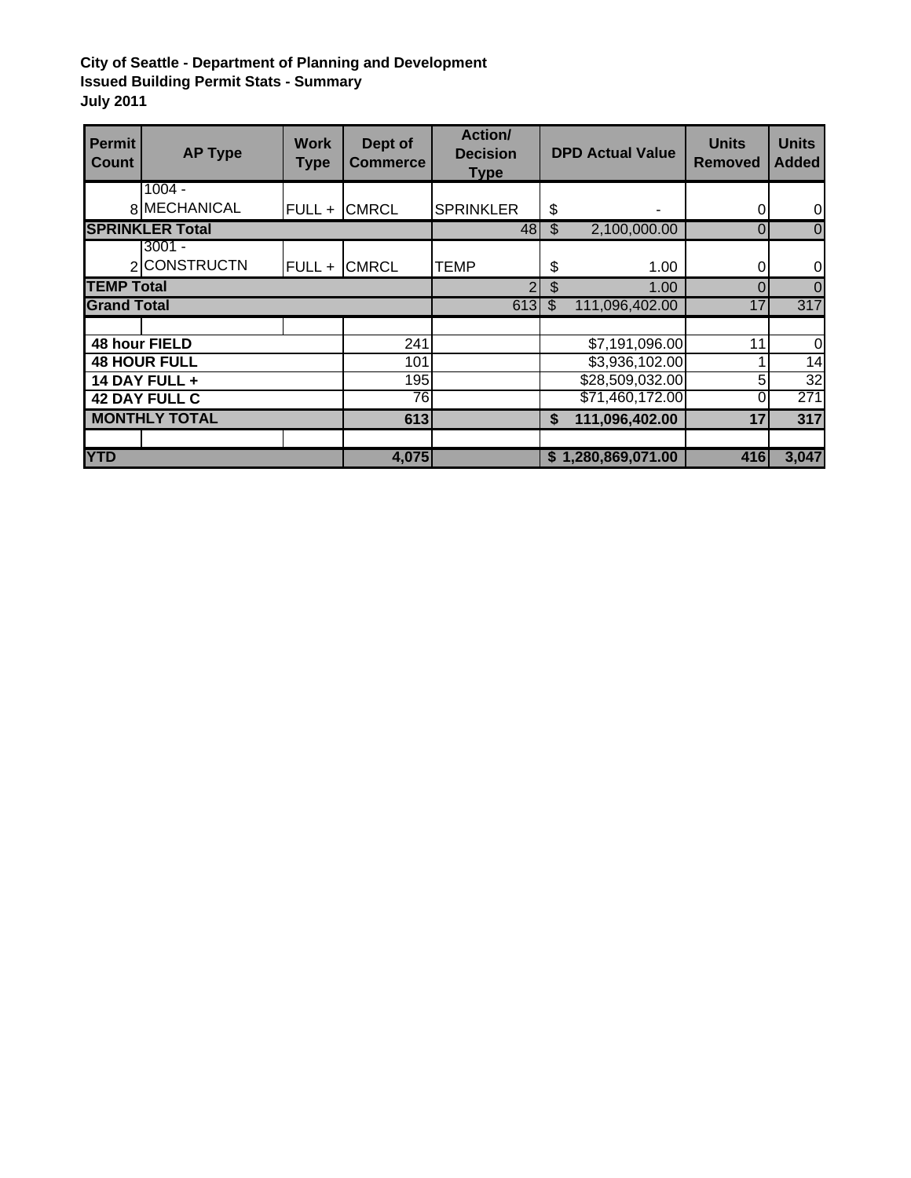**City of Seattle - Department of Planning and Development**
**Issued Building Permit Stats - Summary**
**July 2011**

| Permit Count | AP Type | Work Type | Dept of Commerce | Action/ Decision Type | DPD Actual Value | Units Removed | Units Added |
|---|---|---|---|---|---|---|---|
| 8 | 1004 - MECHANICAL | FULL + | CMRCL | SPRINKLER | $ - | 0 | 0 |
| **SPRINKLER Total** | | | | 48 | $ 2,100,000.00 | 0 | 0 |
| 2 | 3001 - CONSTRUCTN | FULL + | CMRCL | TEMP | $ 1.00 | 0 | 0 |
| **TEMP Total** | | | | 2 | $ 1.00 | 0 | 0 |
| **Grand Total** | | | | 613 | $ 111,096,402.00 | 17 | 317 |
| | | | | | | | |
| **48 hour FIELD** | | | 241 | | $7,191,096.00 | 11 | 0 |
| **48 HOUR FULL** | | | 101 | | $3,936,102.00 | 1 | 14 |
| **14 DAY FULL +** | | | 195 | | $28,509,032.00 | 5 | 32 |
| **42 DAY FULL C** | | | 76 | | $71,460,172.00 | 0 | 271 |
| **MONTHLY TOTAL** | | | **613** | | **$ 111,096,402.00** | **17** | **317** |
| | | | | | | | |
| **YTD** | | | **4,075** | | **$ 1,280,869,071.00** | **416** | **3,047** |